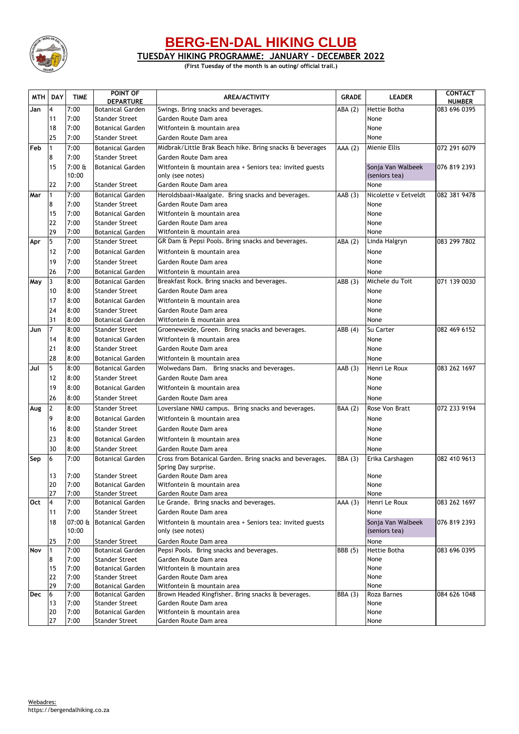# BERG-EN-DAL HIKING CLUB

## TUESDAY HIKING PROGRAMME: JANUARY - DECEMBER 2022

**(First Tuesday of the month is an outing/ official trail.)**

| MTH | DAY | TIME | POINT OF DEPARTURE | AREA/ACTIVITY | GRADE | LEADER | CONTACT NUMBER |
|---|---|---|---|---|---|---|---|
| Jan | 4 | 7:00 | Botanical Garden | Swings. Bring snacks and beverages. | ABA (2) | Hettie Botha | 083 696 0395 |
| | 11 | 7:00 | Stander Street | Garden Route Dam area | | None | |
| | 18 | 7:00 | Botanical Garden | Witfontein & mountain area | | None | |
| | 25 | 7:00 | Stander Street | Garden Route Dam area | | None | |
| Feb | 1 | 7:00 | Botanical Garden | Midbrak/Little Brak Beach hike. Bring snacks & beverages | AAA (2) | Mienie Ellis | 072 291 6079 |
| | 8 | 7:00 | Stander Street | Garden Route Dam area | | | |
| | 15 | 7:00 & 10:00 | Botanical Garden | Witfontein & mountain area + Seniors tea: invited guests only (see notes) | | Sonja Van Walbeek (seniors tea) | 076 819 2393 |
| | 22 | 7:00 | Stander Street | Garden Route Dam area | | None | |
| Mar | 1 | 7:00 | Botanical Garden | Heroldsbaai>Maalgate. Bring snacks and beverages. | AAB (3) | Nicolette v Eetveldt | 082 381 9478 |
| | 8 | 7:00 | Stander Street | Garden Route Dam area | | None | |
| | 15 | 7:00 | Botanical Garden | Witfontein & mountain area | | None | |
| | 22 | 7:00 | Stander Street | Garden Route Dam area | | None | |
| | 29 | 7:00 | Botanical Garden | Witfontein & mountain area | | None | |
| Apr | 5 | 7:00 | Stander Street | GR Dam & Pepsi Pools. Bring snacks and beverages. | ABA (2) | Linda Halgryn | 083 299 7802 |
| | 12 | 7:00 | Botanical Garden | Witfontein & mountain area | | None | |
| | 19 | 7:00 | Stander Street | Garden Route Dam area | | None | |
| | 26 | 7:00 | Botanical Garden | Witfontein & mountain area | | None | |
| May | 3 | 8:00 | Botanical Garden | Breakfast Rock. Bring snacks and beverages. | ABB (3) | Michele du Toit | 071 139 0030 |
| | 10 | 8:00 | Stander Street | Garden Route Dam area | | None | |
| | 17 | 8:00 | Botanical Garden | Witfontein & mountain area | | None | |
| | 24 | 8:00 | Stander Street | Garden Route Dam area | | None | |
| | 31 | 8:00 | Botanical Garden | Witfontein & mountain area | | None | |
| Jun | 7 | 8:00 | Stander Street | Groeneweide, Green. Bring snacks and beverages. | ABB (4) | Su Carter | 082 469 6152 |
| | 14 | 8:00 | Botanical Garden | Witfontein & mountain area | | None | |
| | 21 | 8:00 | Stander Street | Garden Route Dam area | | None | |
| | 28 | 8:00 | Botanical Garden | Witfontein & mountain area | | None | |
| Jul | 5 | 8:00 | Botanical Garden | Wolwedans Dam. Bring snacks and beverages. | AAB (3) | Henri Le Roux | 083 262 1697 |
| | 12 | 8:00 | Stander Street | Garden Route Dam area | | None | |
| | 19 | 8:00 | Botanical Garden | Witfontein & mountain area | | None | |
| | 26 | 8:00 | Stander Street | Garden Route Dam area | | None | |
| Aug | 2 | 8:00 | Stander Street | Loverslane NMU campus. Bring snacks and beverages. | BAA (2) | Rose Von Bratt | 072 233 9194 |
| | 9 | 8:00 | Botanical Garden | Witfontein & mountain area | | None | |
| | 16 | 8:00 | Stander Street | Garden Route Dam area | | None | |
| | 23 | 8:00 | Botanical Garden | Witfontein & mountain area | | None | |
| | 30 | 8:00 | Stander Street | Garden Route Dam area | | None | |
| Sep | 6 | 7:00 | Botanical Garden | Cross from Botanical Garden. Bring snacks and beverages. Spring Day surprise. | BBA (3) | Erika Carshagen | 082 410 9613 |
| | 13 | 7:00 | Stander Street | Garden Route Dam area | | None | |
| | 20 | 7:00 | Botanical Garden | Witfontein & mountain area | | None | |
| | 27 | 7:00 | Stander Street | Garden Route Dam area | | None | |
| Oct | 4 | 7:00 | Botanical Garden | Le Grande. Bring snacks and beverages. | AAA (3) | Henri Le Roux | 083 262 1697 |
| | 11 | 7:00 | Stander Street | Garden Route Dam area | | None | |
| | 18 | 07:00 & 10:00 | Botanical Garden | Witfontein & mountain area + Seniors tea: invited guests only (see notes) | | Sonja Van Walbeek (seniors tea) | 076 819 2393 |
| | 25 | 7:00 | Stander Street | Garden Route Dam area | | None | |
| Nov | 1 | 7:00 | Botanical Garden | Pepsi Pools. Bring snacks and beverages. | BBB (5) | Hettie Botha | 083 696 0395 |
| | 8 | 7:00 | Stander Street | Garden Route Dam area | | None | |
| | 15 | 7:00 | Botanical Garden | Witfontein & mountain area | | None | |
| | 22 | 7:00 | Stander Street | Garden Route Dam area | | None | |
| | 29 | 7:00 | Botanical Garden | Witfontein & mountain area | | None | |
| Dec | 6 | 7:00 | Botanical Garden | Brown Headed Kingfisher. Bring snacks & beverages. | BBA (3) | Roza Barnes | 084 626 1048 |
| | 13 | 7:00 | Stander Street | Garden Route Dam area | | None | |
| | 20 | 7:00 | Botanical Garden | Witfontein & mountain area | | None | |
| | 27 | 7:00 | Stander Street | Garden Route Dam area | | None | |

Webadres:
https://bergendalhiking.co.za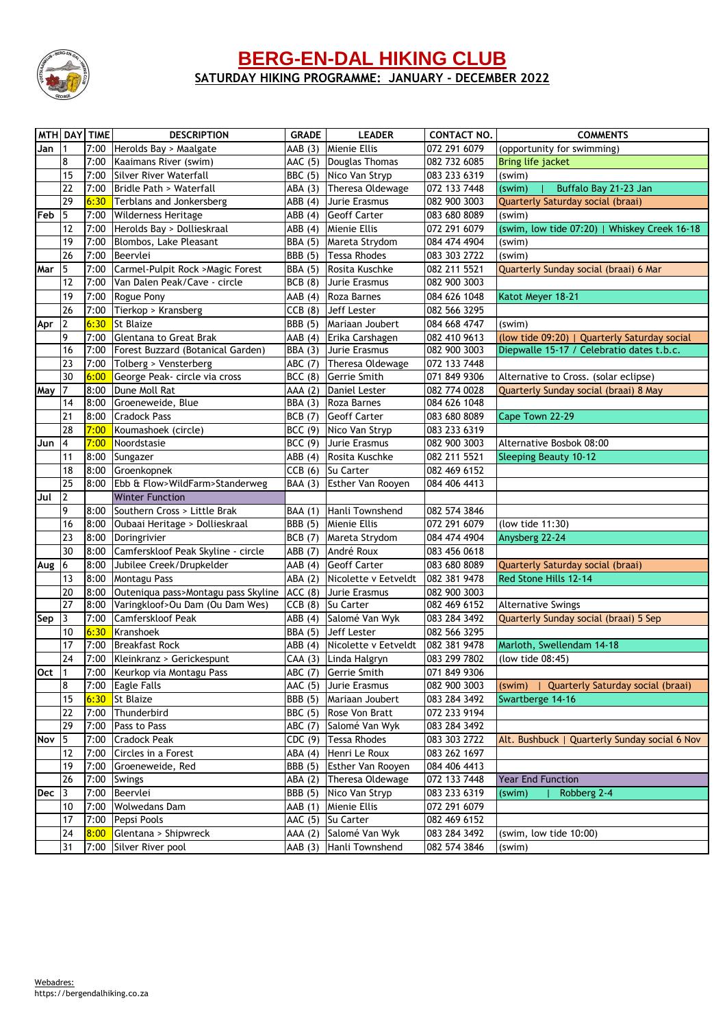# BERG-EN-DAL HIKING CLUB

## SATURDAY HIKING PROGRAMME: JANUARY - DECEMBER 2022

| MTH | DAY | TIME | DESCRIPTION | GRADE | LEADER | CONTACT NO. | COMMENTS |
|---|---|---|---|---|---|---|---|
| Jan | 1 | 7:00 | Herolds Bay > Maalgate | AAB (3) | Mienie Ellis | 072 291 6079 | (opportunity for swimming) |
| | 8 | 7:00 | Kaaimans River (swim) | AAC (5) | Douglas Thomas | 082 732 6085 | Bring life jacket |
| | 15 | 7:00 | Silver River Waterfall | BBC (5) | Nico Van Stryp | 083 233 6319 | (swim) |
| | 22 | 7:00 | Bridle Path > Waterfall | ABA (3) | Theresa Oldewage | 072 133 7448 | (swim) \| Buffalo Bay 21-23 Jan |
| | 29 | 6:30 | Terblans and Jonkersberg | ABB (4) | Jurie Erasmus | 082 900 3003 | Quarterly Saturday social (braai) |
| Feb | 5 | 7:00 | Wilderness Heritage | ABB (4) | Geoff Carter | 083 680 8089 | (swim) |
| | 12 | 7:00 | Herolds Bay > Dollieskraal | ABB (4) | Mienie Ellis | 072 291 6079 | (swim, low tide 07:20) \| Whiskey Creek 16-18 |
| | 19 | 7:00 | Blombos, Lake Pleasant | BBA (5) | Mareta Strydom | 084 474 4904 | (swim) |
| | 26 | 7:00 | Beervlei | BBB (5) | Tessa Rhodes | 083 303 2722 | (swim) |
| Mar | 5 | 7:00 | Carmel-Pulpit Rock >Magic Forest | BBA (5) | Rosita Kuschke | 082 211 5521 | Quarterly Sunday social (braai) 6 Mar |
| | 12 | 7:00 | Van Dalen Peak/Cave - circle | BCB (8) | Jurie Erasmus | 082 900 3003 | |
| | 19 | 7:00 | Rogue Pony | AAB (4) | Roza Barnes | 084 626 1048 | Katot Meyer 18-21 |
| | 26 | 7:00 | Tierkop > Kransberg | CCB (8) | Jeff Lester | 082 566 3295 | |
| Apr | 2 | 6:30 | St Blaize | BBB (5) | Mariaan Joubert | 084 668 4747 | (swim) |
| | 9 | 7:00 | Glentana to Great Brak | AAB (4) | Erika Carshagen | 082 410 9613 | (low tide 09:20) \| Quarterly Saturday social |
| | 16 | 7:00 | Forest Buzzard (Botanical Garden) | BBA (3) | Jurie Erasmus | 082 900 3003 | Diepwalle 15-17 / Celebratio dates t.b.c. |
| | 23 | 7:00 | Tolberg > Vensterberg | ABC (7) | Theresa Oldewage | 072 133 7448 | |
| | 30 | 6:00 | George Peak- circle via cross | BCC (8) | Gerrie Smith | 071 849 9306 | Alternative to Cross. (solar eclipse) |
| May | 7 | 8:00 | Dune Moll Rat | AAA (2) | Daniel Lester | 082 774 0028 | Quarterly Sunday social (braai) 8 May |
| | 14 | 8:00 | Groeneweide, Blue | BBA (3) | Roza Barnes | 084 626 1048 | |
| | 21 | 8:00 | Cradock Pass | BCB (7) | Geoff Carter | 083 680 8089 | Cape Town 22-29 |
| | 28 | 7:00 | Koumashoek (circle) | BCC (9) | Nico Van Stryp | 083 233 6319 | |
| Jun | 4 | 7:00 | Noordstasie | BCC (9) | Jurie Erasmus | 082 900 3003 | Alternative Bosbok 08:00 |
| | 11 | 8:00 | Sungazer | ABB (4) | Rosita Kuschke | 082 211 5521 | Sleeping Beauty 10-12 |
| | 18 | 8:00 | Groenkopnek | CCB (6) | Su Carter | 082 469 6152 | |
| | 25 | 8:00 | Ebb & Flow>WildFarm>Standerweg | BAA (3) | Esther Van Rooyen | 084 406 4413 | |
| Jul | 2 | | Winter Function | | | | |
| | 9 | 8:00 | Southern Cross > Little Brak | BAA (1) | Hanli Townshend | 082 574 3846 | |
| | 16 | 8:00 | Oubaai Heritage > Dollieskraal | BBB (5) | Mienie Ellis | 072 291 6079 | (low tide 11:30) |
| | 23 | 8:00 | Doringrivier | BCB (7) | Mareta Strydom | 084 474 4904 | Anysberg 22-24 |
| | 30 | 8:00 | Camferskloof Peak Skyline - circle | ABB (7) | André Roux | 083 456 0618 | |
| Aug | 6 | 8:00 | Jubilee Creek/Drupkelder | AAB (4) | Geoff Carter | 083 680 8089 | Quarterly Saturday social (braai) |
| | 13 | 8:00 | Montagu Pass | ABA (2) | Nicolette v Eetveldt | 082 381 9478 | Red Stone Hills 12-14 |
| | 20 | 8:00 | Outeniqua pass>Montagu pass Skyline | ACC (8) | Jurie Erasmus | 082 900 3003 | |
| | 27 | 8:00 | Varingkloof>Ou Dam (Ou Dam Wes) | CCB (8) | Su Carter | 082 469 6152 | Alternative Swings |
| Sep | 3 | 7:00 | Camferskloof Peak | ABB (4) | Salomé Van Wyk | 083 284 3492 | Quarterly Sunday social (braai) 5 Sep |
| | 10 | 6:30 | Kranshoek | BBA (5) | Jeff Lester | 082 566 3295 | |
| | 17 | 7:00 | Breakfast Rock | ABB (4) | Nicolette v Eetveldt | 082 381 9478 | Marloth, Swellendam 14-18 |
| | 24 | 7:00 | Kleinkranz > Gerickespunt | CAA (3) | Linda Halgryn | 083 299 7802 | (low tide 08:45) |
| Oct | 1 | 7:00 | Keurkop via Montagu Pass | ABC (7) | Gerrie Smith | 071 849 9306 | |
| | 8 | 7:00 | Eagle Falls | AAC (5) | Jurie Erasmus | 082 900 3003 | (swim) \| Quarterly Saturday social (braai) |
| | 15 | 6:30 | St Blaize | BBB (5) | Mariaan Joubert | 083 284 3492 | Swartberge 14-16 |
| | 22 | 7:00 | Thunderbird | BBC (5) | Rose Von Bratt | 072 233 9194 | |
| | 29 | 7:00 | Pass to Pass | ABC (7) | Salomé Van Wyk | 083 284 3492 | |
| Nov | 5 | 7:00 | Cradock Peak | CDC (9) | Tessa Rhodes | 083 303 2722 | Alt. Bushbuck \| Quarterly Sunday social 6 Nov |
| | 12 | 7:00 | Circles in a Forest | ABA (4) | Henri Le Roux | 083 262 1697 | |
| | 19 | 7:00 | Groeneweide, Red | BBB (5) | Esther Van Rooyen | 084 406 4413 | |
| | 26 | 7:00 | Swings | ABA (2) | Theresa Oldewage | 072 133 7448 | Year End Function |
| Dec | 3 | 7:00 | Beervlei | BBB (5) | Nico Van Stryp | 083 233 6319 | (swim) \| Robberg 2-4 |
| | 10 | 7:00 | Wolwedans Dam | AAB (1) | Mienie Ellis | 072 291 6079 | |
| | 17 | 7:00 | Pepsi Pools | AAC (5) | Su Carter | 082 469 6152 | |
| | 24 | 8:00 | Glentana > Shipwreck | AAA (2) | Salomé Van Wyk | 083 284 3492 | (swim, low tide 10:00) |
| | 31 | 7:00 | Silver River pool | AAB (3) | Hanli Townshend | 082 574 3846 | (swim) |

Webadres:
https://bergendalhiking.co.za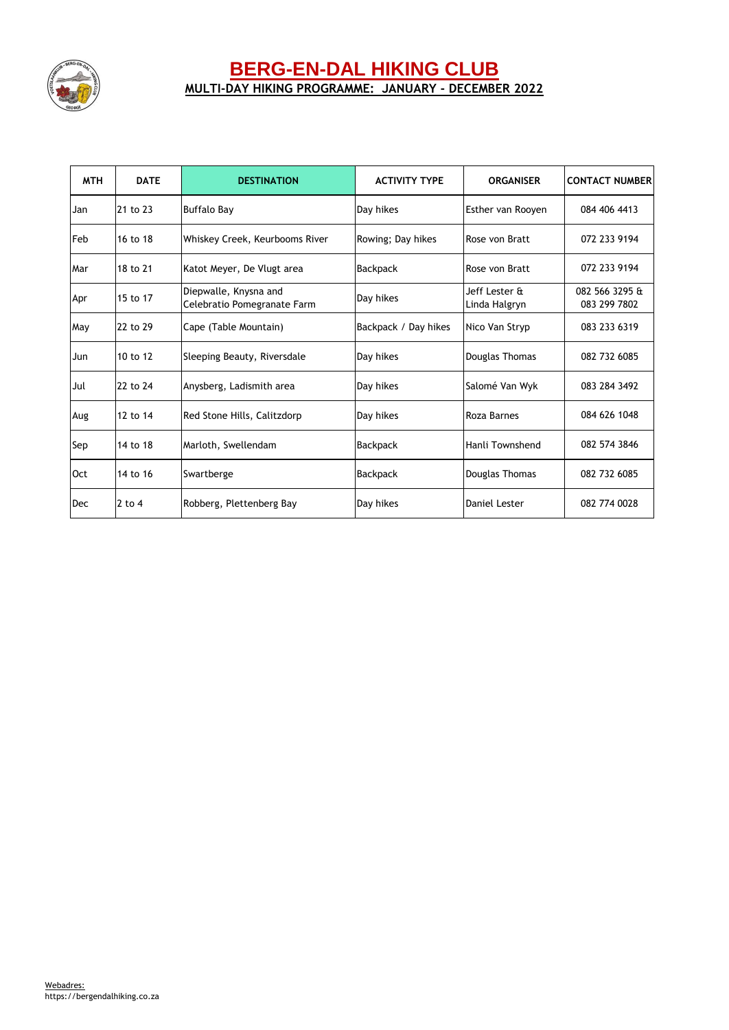# BERG-EN-DAL HIKING CLUB

## MULTI-DAY HIKING PROGRAMME: JANUARY - DECEMBER 2022

| MTH | DATE | DESTINATION | ACTIVITY TYPE | ORGANISER | CONTACT NUMBER |
|---|---|---|---|---|---|
| Jan | 21 to 23 | Buffalo Bay | Day hikes | Esther van Rooyen | 084 406 4413 |
| Feb | 16 to 18 | Whiskey Creek, Keurbooms River | Rowing; Day hikes | Rose von Bratt | 072 233 9194 |
| Mar | 18 to 21 | Katot Meyer, De Vlugt area | Backpack | Rose von Bratt | 072 233 9194 |
| Apr | 15 to 17 | Diepwalle, Knysna and Celebratio Pomegranate Farm | Day hikes | Jeff Lester & Linda Halgryn | 082 566 3295 & 083 299 7802 |
| May | 22 to 29 | Cape (Table Mountain) | Backpack / Day hikes | Nico Van Stryp | 083 233 6319 |
| Jun | 10 to 12 | Sleeping Beauty, Riversdale | Day hikes | Douglas Thomas | 082 732 6085 |
| Jul | 22 to 24 | Anysberg, Ladismith area | Day hikes | Salomé Van Wyk | 083 284 3492 |
| Aug | 12 to 14 | Red Stone Hills, Calitzdorp | Day hikes | Roza Barnes | 084 626 1048 |
| Sep | 14 to 18 | Marloth, Swellendam | Backpack | Hanli Townshend | 082 574 3846 |
| Oct | 14 to 16 | Swartberge | Backpack | Douglas Thomas | 082 732 6085 |
| Dec | 2 to 4 | Robberg, Plettenberg Bay | Day hikes | Daniel Lester | 082 774 0028 |

Webadres:
https://bergendalhiking.co.za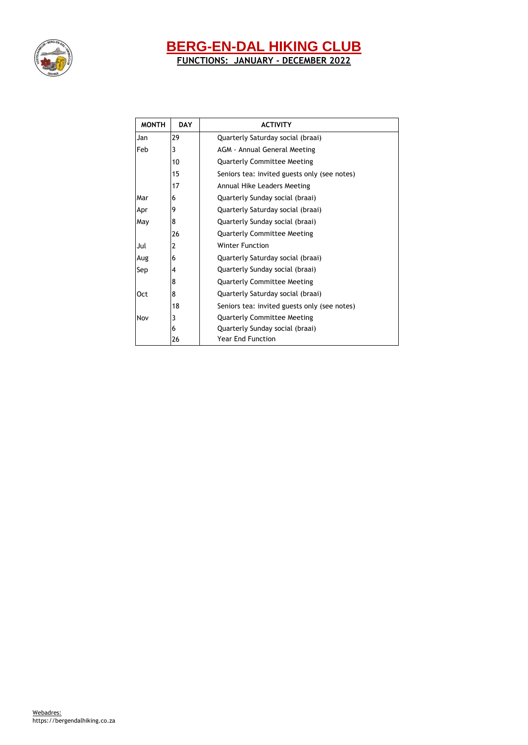# BERG-EN-DAL HIKING CLUB

## FUNCTIONS: JANUARY - DECEMBER 2022

| MONTH | DAY | ACTIVITY |
|---|---|---|
| Jan | 29 | Quarterly Saturday social (braai) |
| Feb | 3 | AGM - Annual General Meeting |
| | 10 | Quarterly Committee Meeting |
| | 15 | Seniors tea: invited guests only (see notes) |
| | 17 | Annual Hike Leaders Meeting |
| Mar | 6 | Quarterly Sunday social (braai) |
| Apr | 9 | Quarterly Saturday social (braai) |
| May | 8 | Quarterly Sunday social (braai) |
| | 26 | Quarterly Committee Meeting |
| Jul | 2 | Winter Function |
| Aug | 6 | Quarterly Saturday social (braai) |
| Sep | 4 | Quarterly Sunday social (braai) |
| | 8 | Quarterly Committee Meeting |
| Oct | 8 | Quarterly Saturday social (braai) |
| | 18 | Seniors tea: invited guests only (see notes) |
| Nov | 3 | Quarterly Committee Meeting |
| | 6 | Quarterly Sunday social (braai) |
| | 26 | Year End Function |

Webadres:
https://bergendalhiking.co.za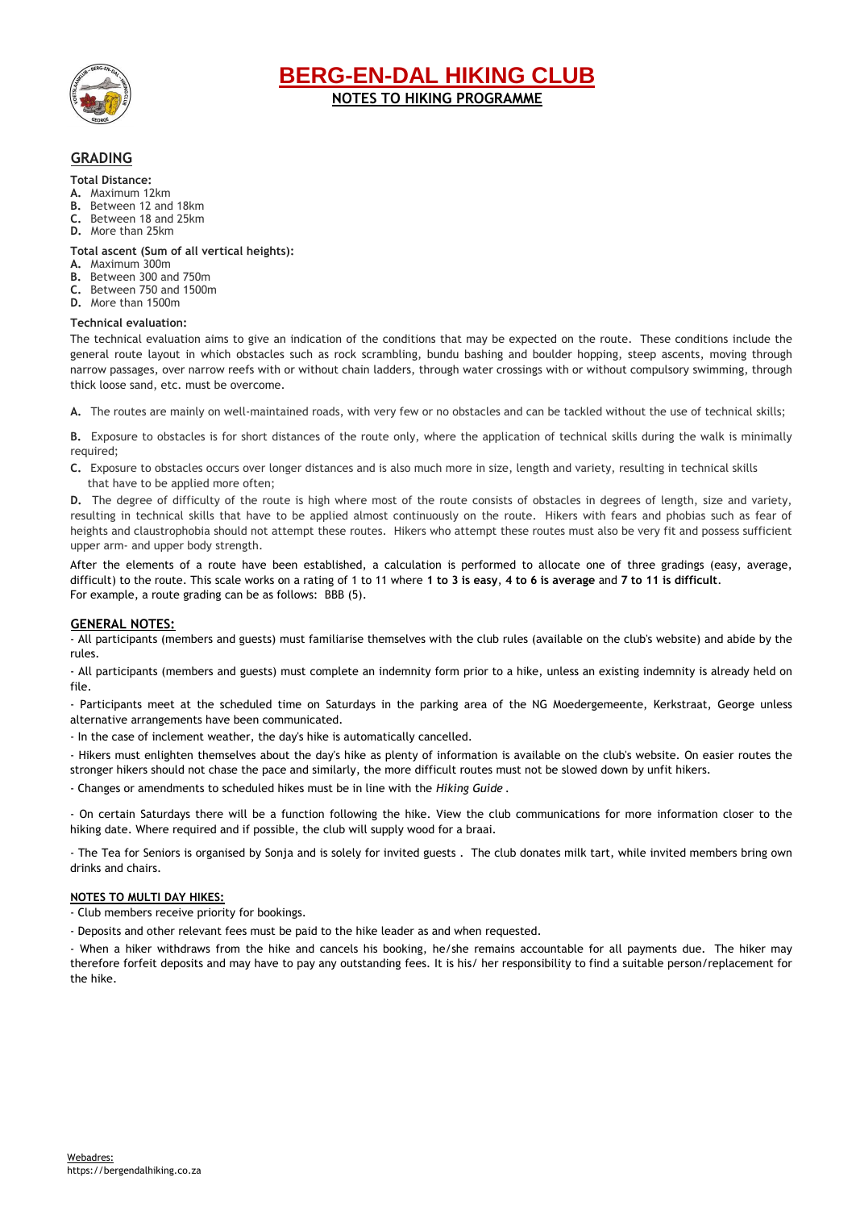# BERG-EN-DAL HIKING CLUB

## NOTES TO HIKING PROGRAMME

## GRADING

**Total Distance:**

**A.** Maximum 12km
**B.** Between 12 and 18km
**C.** Between 18 and 25km
**D.** More than 25km

**Total ascent (Sum of all vertical heights):**

**A.** Maximum 300m
**B.** Between 300 and 750m
**C.** Between 750 and 1500m
**D.** More than 1500m

**Technical evaluation:**

The technical evaluation aims to give an indication of the conditions that may be expected on the route. These conditions include the general route layout in which obstacles such as rock scrambling, bundu bashing and boulder hopping, steep ascents, moving through narrow passages, over narrow reefs with or without chain ladders, through water crossings with or without compulsory swimming, through thick loose sand, etc. must be overcome.

**A.** The routes are mainly on well-maintained roads, with very few or no obstacles and can be tackled without the use of technical skills;

**B.** Exposure to obstacles is for short distances of the route only, where the application of technical skills during the walk is minimally required;

**C.** Exposure to obstacles occurs over longer distances and is also much more in size, length and variety, resulting in technical skills that have to be applied more often;

**D.** The degree of difficulty of the route is high where most of the route consists of obstacles in degrees of length, size and variety, resulting in technical skills that have to be applied almost continuously on the route. Hikers with fears and phobias such as fear of heights and claustrophobia should not attempt these routes. Hikers who attempt these routes must also be very fit and possess sufficient upper arm- and upper body strength.

After the elements of a route have been established, a calculation is performed to allocate one of three gradings (easy, average, difficult) to the route. This scale works on a rating of 1 to 11 where **1 to 3 is easy**, **4 to 6 is average** and **7 to 11 is difficult**. For example, a route grading can be as follows: BBB (5).

## GENERAL NOTES:

- All participants (members and guests) must familiarise themselves with the club rules (available on the club's website) and abide by the rules.

- All participants (members and guests) must complete an indemnity form prior to a hike, unless an existing indemnity is already held on file.

- Participants meet at the scheduled time on Saturdays in the parking area of the NG Moedergemeente, Kerkstraat, George unless alternative arrangements have been communicated.

- In the case of inclement weather, the day's hike is automatically cancelled.

- Hikers must enlighten themselves about the day's hike as plenty of information is available on the club's website. On easier routes the stronger hikers should not chase the pace and similarly, the more difficult routes must not be slowed down by unfit hikers.

- Changes or amendments to scheduled hikes must be in line with the *Hiking Guide* .

- On certain Saturdays there will be a function following the hike. View the club communications for more information closer to the hiking date. Where required and if possible, the club will supply wood for a braai.

- The Tea for Seniors is organised by Sonja and is solely for invited guests . The club donates milk tart, while invited members bring own drinks and chairs.

### NOTES TO MULTI DAY HIKES:

- Club members receive priority for bookings.

- Deposits and other relevant fees must be paid to the hike leader as and when requested.

- When a hiker withdraws from the hike and cancels his booking, he/she remains accountable for all payments due. The hiker may therefore forfeit deposits and may have to pay any outstanding fees. It is his/ her responsibility to find a suitable person/replacement for the hike.

Webadres:
https://bergendalhiking.co.za